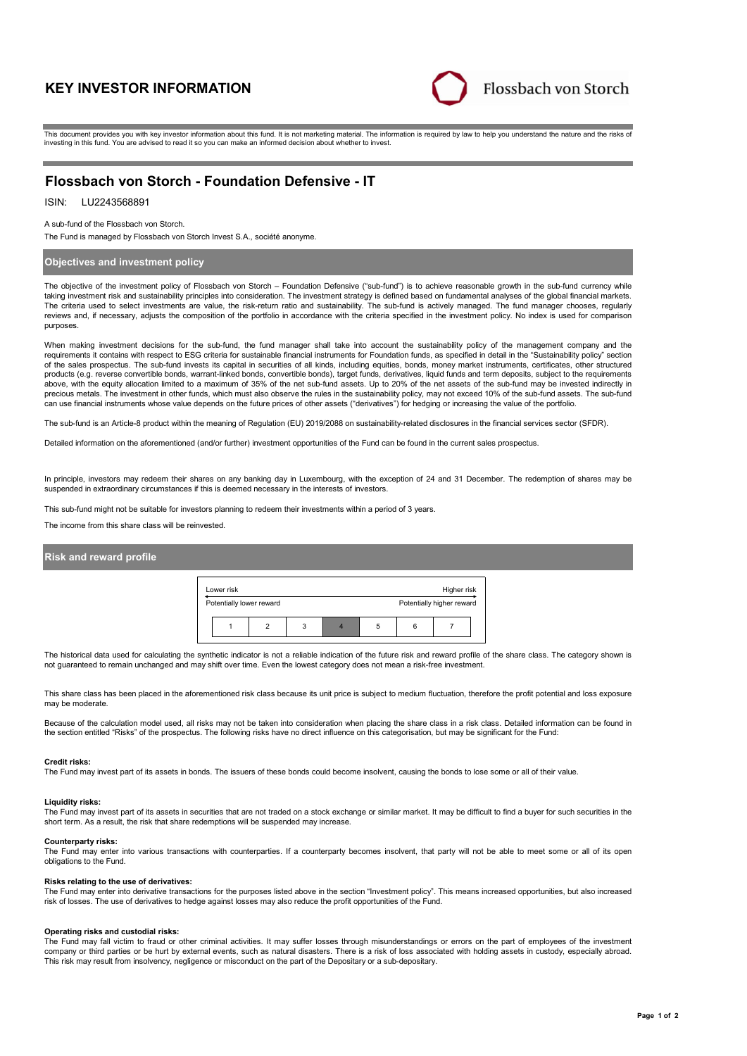# KEY INVESTOR INFORMATION

Flossbach von Storch

This document provides you with key investor information about this fund. It is not marketing material. The information is required by law to help you understand the nature and the risks of investing in this fund. You are advised to read it so you can make an informed decision about whether to invest.

## Flossbach von Storch - Foundation Defensive - IT

ISIN: LU2243568891

A sub-fund of the Flossbach von Storch.

The Fund is managed by Flossbach von Storch Invest S.A., société anonyme.

### Objectives and investment policy

The objective of the investment policy of Flossbach von Storch – Foundation Defensive ("sub-fund") is to achieve reasonable growth in the sub-fund currency while taking investment risk and sustainability principles into consideration. The investment strategy is defined based on fundamental analyses of the global financial markets. The criteria used to select investments are value, the risk-return ratio and sustainability. The sub-fund is actively managed. The fund manager chooses, regularly reviews and, if necessary, adjusts the composition of the portfolio in accordance with the criteria specified in the investment policy. No index is used for comparison purposes.

When making investment decisions for the sub-fund, the fund manager shall take into account the sustainability policy of the management company and the requirements it contains with respect to ESG criteria for sustainable financial instruments for Foundation funds, as specified in detail in the "Sustainability policy" section of the sales prospectus. The sub-fund invests its capital in securities of all kinds, including equities, bonds, money market instruments, certificates, other structured products (e.g. reverse convertible bonds, warrant-linked bonds, convertible bonds), target funds, derivatives, liquid funds and term deposits, subject to the requirements above, with the equity allocation limited to a maximum of 35% of the net sub-fund assets. Up to 20% of the net assets of the sub-fund may be invested indirectly in precious metals. The investment in other funds, which must also observe the rules in the sustainability policy, may not exceed 10% of the sub-fund assets. The sub-fund can use financial instruments whose value depends on the future prices of other assets ("derivatives") for hedging or increasing the value of the portfolio.

The sub-fund is an Article-8 product within the meaning of Regulation (EU) 2019/2088 on sustainability-related disclosures in the financial services sector (SFDR).

Detailed information on the aforementioned (and/or further) investment opportunities of the Fund can be found in the current sales prospectus.

In principle, investors may redeem their shares on any banking day in Luxembourg, with the exception of 24 and 31 December. The redemption of shares may be suspended in extraordinary circumstances if this is deemed necessary in the interests of investors.

This sub-fund might not be suitable for investors planning to redeem their investments within a period of 3 years.

The income from this share class will be reinvested.

### Risk and reward profile

Lower risk — Higher risk

Potentially lower reward — Potentially higher reward

| 1 | 2 | 3 | **4** | 5 | 6 | 7 |
|---|---|---|---|---|---|---|

The historical data used for calculating the synthetic indicator is not a reliable indication of the future risk and reward profile of the share class. The category shown is not guaranteed to remain unchanged and may shift over time. Even the lowest category does not mean a risk-free investment.

This share class has been placed in the aforementioned risk class because its unit price is subject to medium fluctuation, therefore the profit potential and loss exposure may be moderate.

Because of the calculation model used, all risks may not be taken into consideration when placing the share class in a risk class. Detailed information can be found in the section entitled "Risks" of the prospectus. The following risks have no direct influence on this categorisation, but may be significant for the Fund:

**Credit risks:**
The Fund may invest part of its assets in bonds. The issuers of these bonds could become insolvent, causing the bonds to lose some or all of their value.

**Liquidity risks:**
The Fund may invest part of its assets in securities that are not traded on a stock exchange or similar market. It may be difficult to find a buyer for such securities in the short term. As a result, the risk that share redemptions will be suspended may increase.

**Counterparty risks:**
The Fund may enter into various transactions with counterparties. If a counterparty becomes insolvent, that party will not be able to meet some or all of its open obligations to the Fund.

**Risks relating to the use of derivatives:**
The Fund may enter into derivative transactions for the purposes listed above in the section "Investment policy". This means increased opportunities, but also increased risk of losses. The use of derivatives to hedge against losses may also reduce the profit opportunities of the Fund.

**Operating risks and custodial risks:**
The Fund may fall victim to fraud or other criminal activities. It may suffer losses through misunderstandings or errors on the part of employees of the investment company or third parties or be hurt by external events, such as natural disasters. There is a risk of loss associated with holding assets in custody, especially abroad. This risk may result from insolvency, negligence or misconduct on the part of the Depositary or a sub-depositary.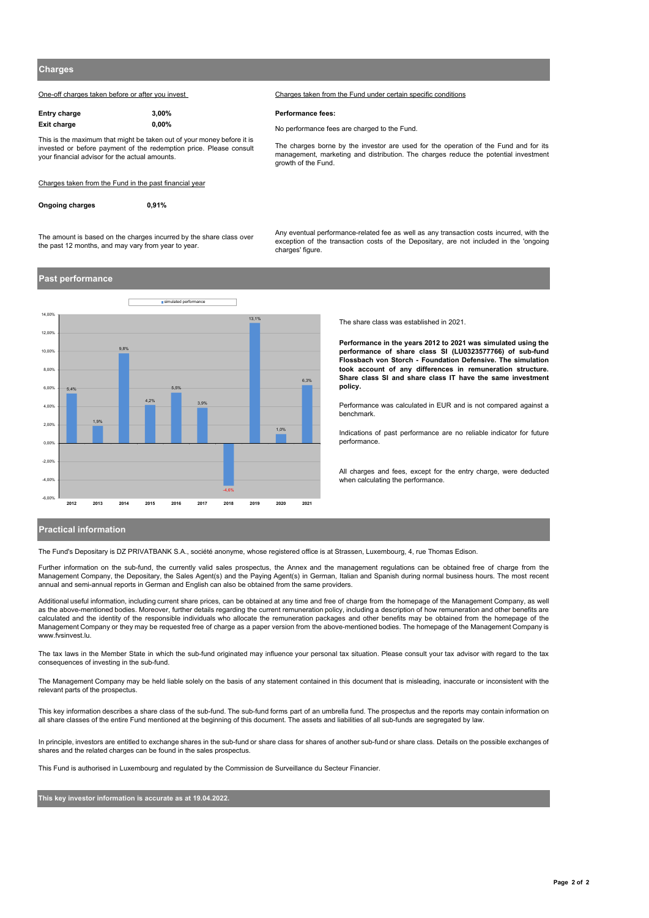## Charges

One-off charges taken before or after you invest

| | |
|---|---|
| **Entry charge** | **3,00%** |
| **Exit charge** | **0,00%** |

This is the maximum that might be taken out of your money before it is invested or before payment of the redemption price. Please consult your financial advisor for the actual amounts.

Charges taken from the Fund in the past financial year

| | |
|---|---|
| **Ongoing charges** | **0,91%** |

The amount is based on the charges incurred by the share class over the past 12 months, and may vary from year to year.

Charges taken from the Fund under certain specific conditions

**Performance fees:**

No performance fees are charged to the Fund.

The charges borne by the investor are used for the operation of the Fund and for its management, marketing and distribution. The charges reduce the potential investment growth of the Fund.

Any eventual performance-related fee as well as any transaction costs incurred, with the exception of the transaction costs of the Depositary, are not included in the 'ongoing charges' figure.

## Past performance

simulated performance

14,00%
12,00%
10,00%
8,00%
6,00%
4,00%
2,00%
0,00%
-2,00%
-4,00%
-6,00%

2012: 5,4%
2013: 1,9%
2014: 9,8%
2015: 4,2%
2016: 5,5%
2017: 3,9%
2018: -4,6%
2019: 13,1%
2020: 1,0%
2021: 6,3%

The share class was established in 2021.

**Performance in the years 2012 to 2021 was simulated using the performance of share class SI (LU0323577766) of sub-fund Flossbach von Storch - Foundation Defensive. The simulation took account of any differences in remuneration structure. Share class SI and share class IT have the same investment policy.**

Performance was calculated in EUR and is not compared against a benchmark.

Indications of past performance are no reliable indicator for future performance.

All charges and fees, except for the entry charge, were deducted when calculating the performance.

## Practical information

The Fund's Depositary is DZ PRIVATBANK S.A., société anonyme, whose registered office is at Strassen, Luxembourg, 4, rue Thomas Edison.

Further information on the sub-fund, the currently valid sales prospectus, the Annex and the management regulations can be obtained free of charge from the Management Company, the Depositary, the Sales Agent(s) and the Paying Agent(s) in German, Italian and Spanish during normal business hours. The most recent annual and semi-annual reports in German and English can also be obtained from the same providers.

Additional useful information, including current share prices, can be obtained at any time and free of charge from the homepage of the Management Company, as well as the above-mentioned bodies. Moreover, further details regarding the current remuneration policy, including a description of how remuneration and other benefits are calculated and the identity of the responsible individuals who allocate the remuneration packages and other benefits may be obtained from the homepage of the Management Company or they may be requested free of charge as a paper version from the above-mentioned bodies. The homepage of the Management Company is www.fvsinvest.lu.

The tax laws in the Member State in which the sub-fund originated may influence your personal tax situation. Please consult your tax advisor with regard to the tax consequences of investing in the sub-fund.

The Management Company may be held liable solely on the basis of any statement contained in this document that is misleading, inaccurate or inconsistent with the relevant parts of the prospectus.

This key information describes a share class of the sub-fund. The sub-fund forms part of an umbrella fund. The prospectus and the reports may contain information on all share classes of the entire Fund mentioned at the beginning of this document. The assets and liabilities of all sub-funds are segregated by law.

In principle, investors are entitled to exchange shares in the sub-fund or share class for shares of another sub-fund or share class. Details on the possible exchanges of shares and the related charges can be found in the sales prospectus.

This Fund is authorised in Luxembourg and regulated by the Commission de Surveillance du Secteur Financier.

**This key investor information is accurate as at 19.04.2022.**